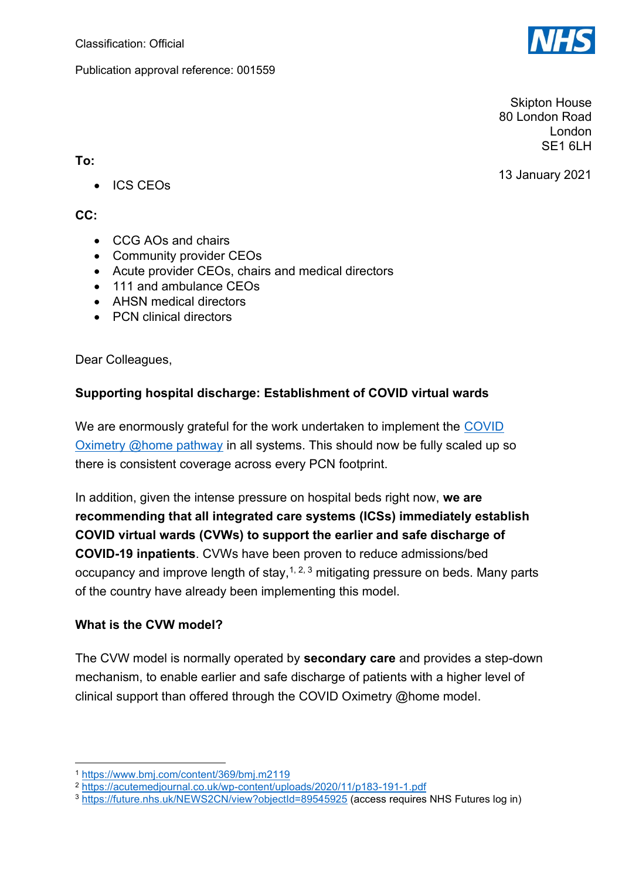Classification: Official

Publication approval reference: 001559

Skipton House
80 London Road
London
SE1 6LH

13 January 2021

**To:**

- ICS CEOs

**CC:**

- CCG AOs and chairs
- Community provider CEOs
- Acute provider CEOs, chairs and medical directors
- 111 and ambulance CEOs
- AHSN medical directors
- PCN clinical directors

Dear Colleagues,

**Supporting hospital discharge: Establishment of COVID virtual wards**

We are enormously grateful for the work undertaken to implement the [COVID Oximetry @home pathway](#) in all systems. This should now be fully scaled up so there is consistent coverage across every PCN footprint.

In addition, given the intense pressure on hospital beds right now, **we are recommending that all integrated care systems (ICSs) immediately establish COVID virtual wards (CVWs) to support the earlier and safe discharge of COVID-19 inpatients**. CVWs have been proven to reduce admissions/bed occupancy and improve length of stay,[1, 2, 3] mitigating pressure on beds. Many parts of the country have already been implementing this model.

**What is the CVW model?**

The CVW model is normally operated by **secondary care** and provides a step-down mechanism, to enable earlier and safe discharge of patients with a higher level of clinical support than offered through the COVID Oximetry @home model.

---

[1] https://www.bmj.com/content/369/bmj.m2119

[2] https://acutemedjournal.co.uk/wp-content/uploads/2020/11/p183-191-1.pdf

[3] https://future.nhs.uk/NEWS2CN/view?objectId=89545925 (access requires NHS Futures log in)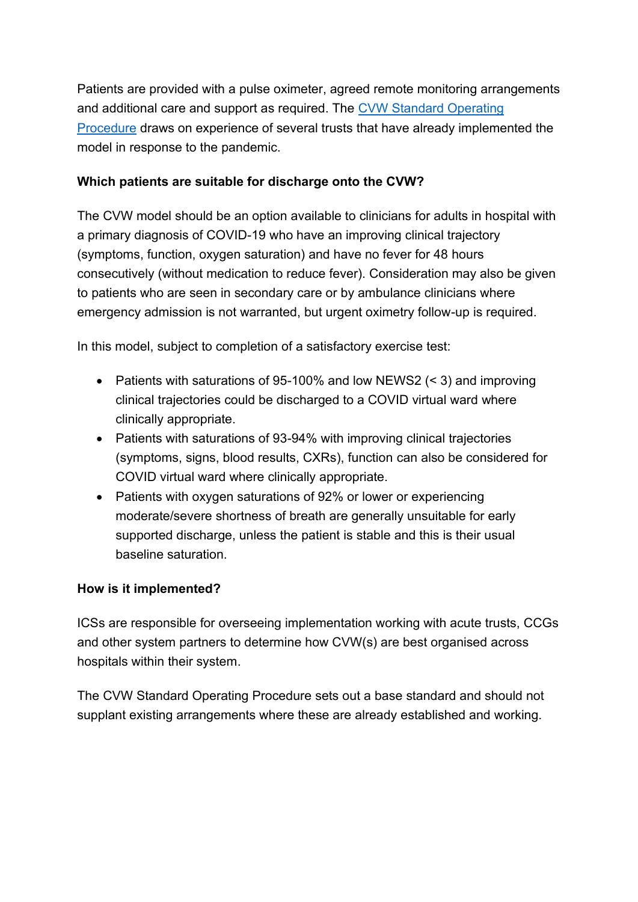Patients are provided with a pulse oximeter, agreed remote monitoring arrangements and additional care and support as required. The [CVW Standard Operating Procedure](#) draws on experience of several trusts that have already implemented the model in response to the pandemic.

**Which patients are suitable for discharge onto the CVW?**

The CVW model should be an option available to clinicians for adults in hospital with a primary diagnosis of COVID-19 who have an improving clinical trajectory (symptoms, function, oxygen saturation) and have no fever for 48 hours consecutively (without medication to reduce fever). Consideration may also be given to patients who are seen in secondary care or by ambulance clinicians where emergency admission is not warranted, but urgent oximetry follow-up is required.

In this model, subject to completion of a satisfactory exercise test:

- Patients with saturations of 95-100% and low NEWS2 (< 3) and improving clinical trajectories could be discharged to a COVID virtual ward where clinically appropriate.
- Patients with saturations of 93-94% with improving clinical trajectories (symptoms, signs, blood results, CXRs), function can also be considered for COVID virtual ward where clinically appropriate.
- Patients with oxygen saturations of 92% or lower or experiencing moderate/severe shortness of breath are generally unsuitable for early supported discharge, unless the patient is stable and this is their usual baseline saturation.

**How is it implemented?**

ICSs are responsible for overseeing implementation working with acute trusts, CCGs and other system partners to determine how CVW(s) are best organised across hospitals within their system.

The CVW Standard Operating Procedure sets out a base standard and should not supplant existing arrangements where these are already established and working.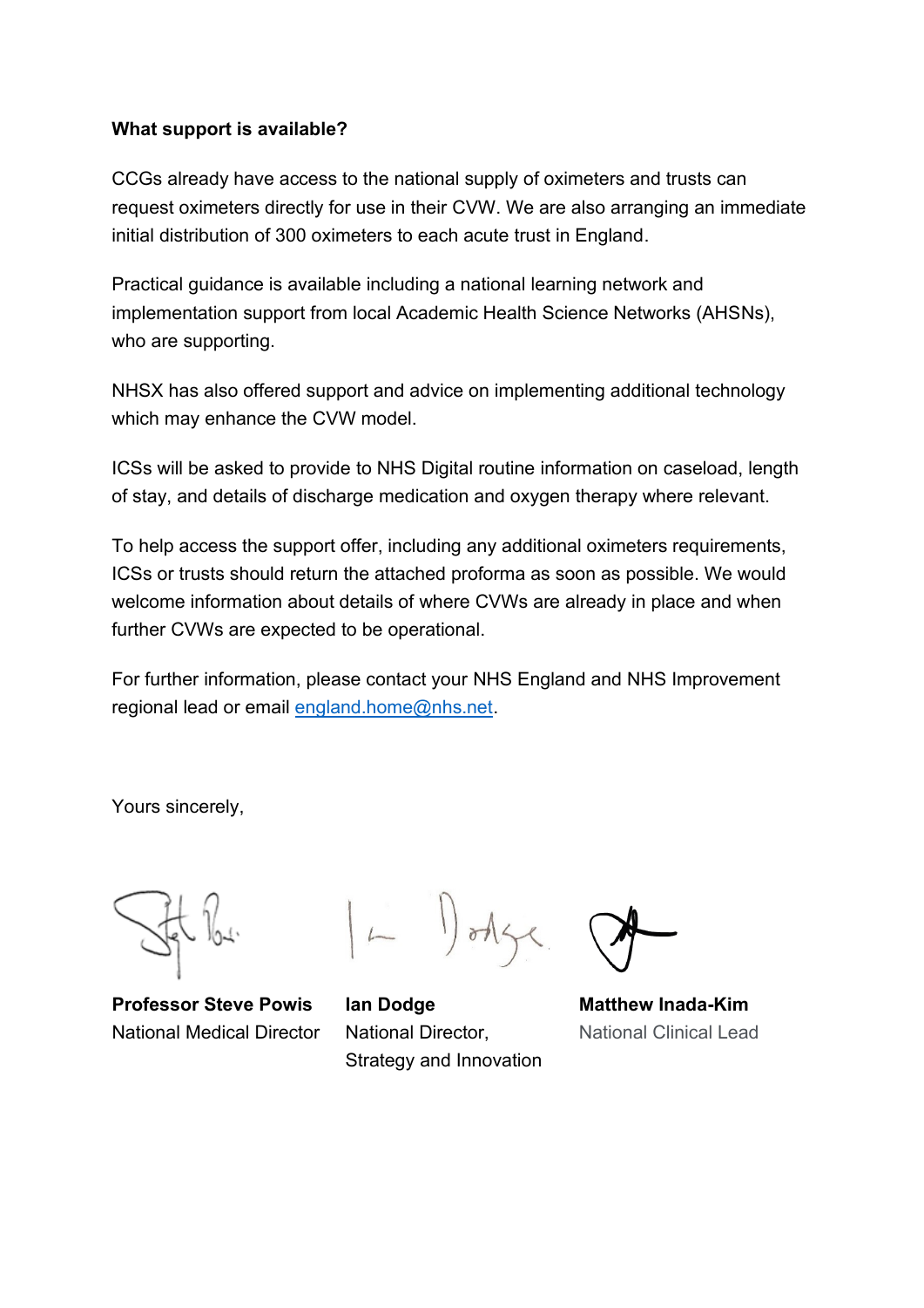**What support is available?**

CCGs already have access to the national supply of oximeters and trusts can request oximeters directly for use in their CVW. We are also arranging an immediate initial distribution of 300 oximeters to each acute trust in England.

Practical guidance is available including a national learning network and implementation support from local Academic Health Science Networks (AHSNs), who are supporting.

NHSX has also offered support and advice on implementing additional technology which may enhance the CVW model.

ICSs will be asked to provide to NHS Digital routine information on caseload, length of stay, and details of discharge medication and oxygen therapy where relevant.

To help access the support offer, including any additional oximeters requirements, ICSs or trusts should return the attached proforma as soon as possible. We would welcome information about details of where CVWs are already in place and when further CVWs are expected to be operational.

For further information, please contact your NHS England and NHS Improvement regional lead or email [england.home@nhs.net](mailto:england.home@nhs.net).

Yours sincerely,

**Professor Steve Powis**
National Medical Director

**Ian Dodge**
National Director,
Strategy and Innovation

**Matthew Inada-Kim**
National Clinical Lead